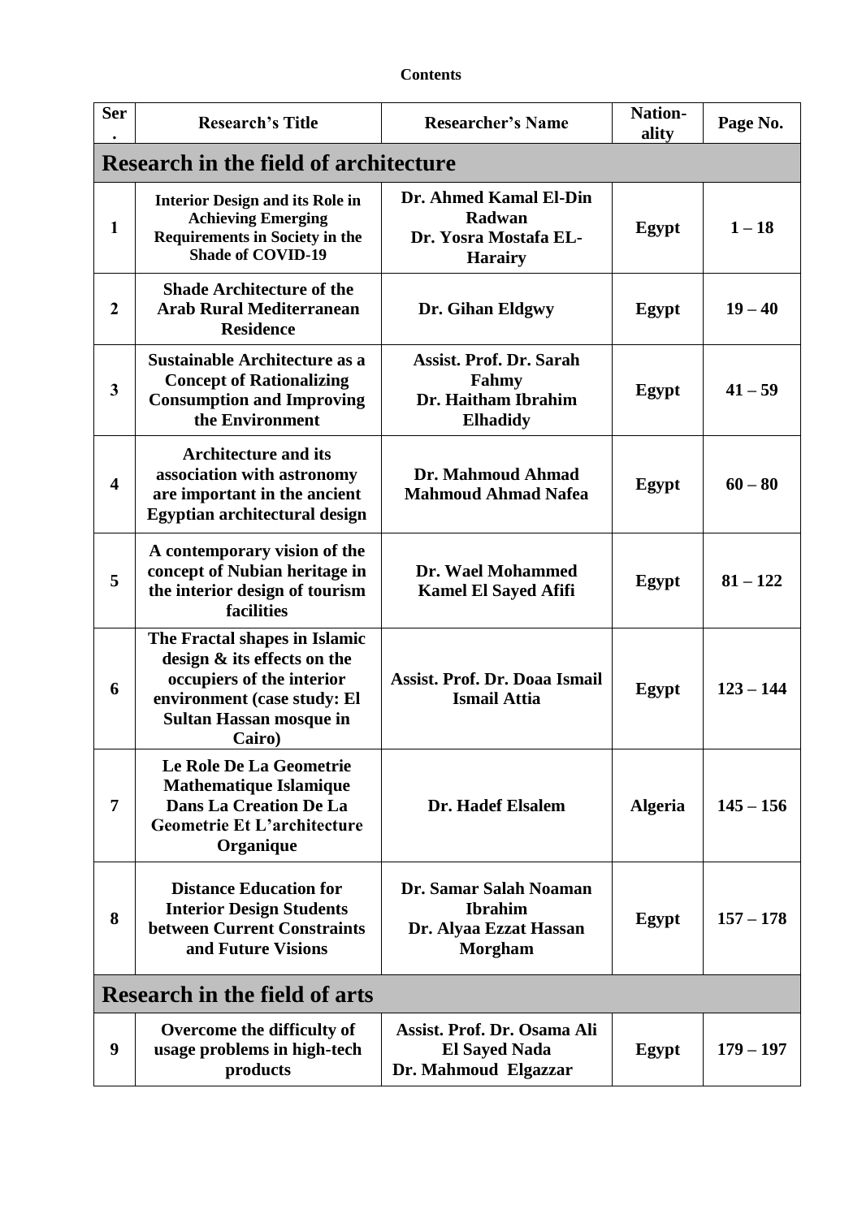**Contents**

| Ser. | Research's Title | Researcher's Name | Nation-ality | Page No. |
|---|---|---|---|---|
| **Research in the field of architecture** | | | | |
| 1 | Interior Design and its Role in Achieving Emerging Requirements in Society in the Shade of COVID-19 | Dr. Ahmed Kamal El-Din Radwan<br>Dr. Yosra Mostafa EL-Harairy | Egypt | 1 – 18 |
| 2 | Shade Architecture of the Arab Rural Mediterranean Residence | Dr. Gihan Eldgwy | Egypt | 19 – 40 |
| 3 | Sustainable Architecture as a Concept of Rationalizing Consumption and Improving the Environment | Assist. Prof. Dr. Sarah Fahmy<br>Dr. Haitham Ibrahim Elhadidy | Egypt | 41 – 59 |
| 4 | Architecture and its association with astronomy are important in the ancient Egyptian architectural design | Dr. Mahmoud Ahmad Mahmoud Ahmad Nafea | Egypt | 60 – 80 |
| 5 | A contemporary vision of the concept of Nubian heritage in the interior design of tourism facilities | Dr. Wael Mohammed Kamel El Sayed Afifi | Egypt | 81 – 122 |
| 6 | The Fractal shapes in Islamic design & its effects on the occupiers of the interior environment (case study: El Sultan Hassan mosque in Cairo) | Assist. Prof. Dr. Doaa Ismail Ismail Attia | Egypt | 123 – 144 |
| 7 | Le Role De La Geometrie Mathematique Islamique Dans La Creation De La Geometrie Et L'architecture Organique | Dr. Hadef Elsalem | Algeria | 145 – 156 |
| 8 | Distance Education for Interior Design Students between Current Constraints and Future Visions | Dr. Samar Salah Noaman Ibrahim<br>Dr. Alyaa Ezzat Hassan Morgham | Egypt | 157 – 178 |
| **Research in the field of arts** | | | | |
| 9 | Overcome the difficulty of usage problems in high-tech products | Assist. Prof. Dr. Osama Ali El Sayed Nada<br>Dr. Mahmoud Elgazzar | Egypt | 179 – 197 |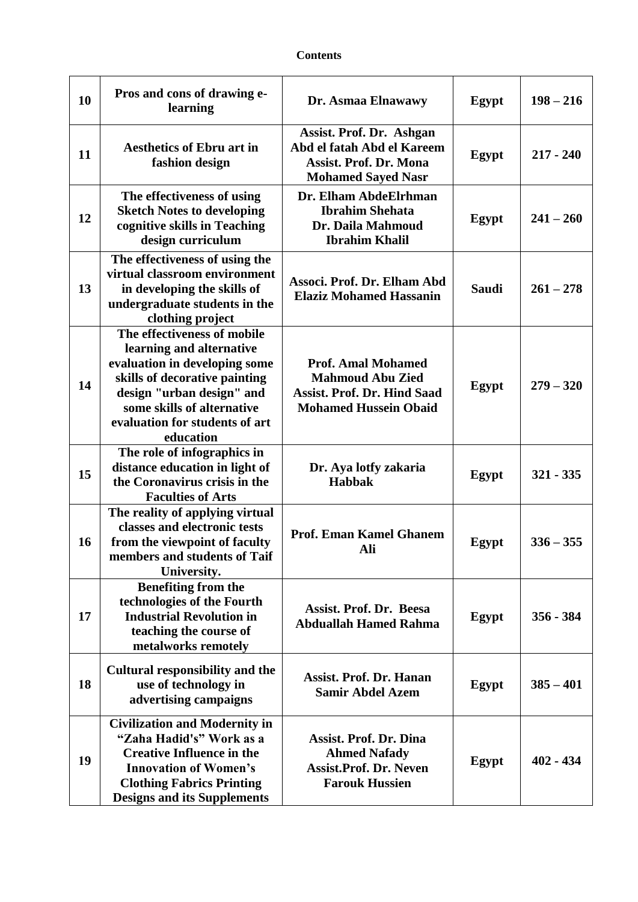**Contents**

| | | | | |
|---|---|---|---|---|
| **10** | **Pros and cons of drawing e-learning** | **Dr. Asmaa Elnawawy** | **Egypt** | **198 – 216** |
| **11** | **Aesthetics of Ebru art in fashion design** | **Assist. Prof. Dr. Ashgan Abd el fatah Abd el Kareem Assist. Prof. Dr. Mona Mohamed Sayed Nasr** | **Egypt** | **217 - 240** |
| **12** | **The effectiveness of using Sketch Notes to developing cognitive skills in Teaching design curriculum** | **Dr. Elham AbdeElrhman Ibrahim Shehata Dr. Daila Mahmoud Ibrahim Khalil** | **Egypt** | **241 – 260** |
| **13** | **The effectiveness of using the virtual classroom environment in developing the skills of undergraduate students in the clothing project** | **Associ. Prof. Dr. Elham Abd Elaziz Mohamed Hassanin** | **Saudi** | **261 – 278** |
| **14** | **The effectiveness of mobile learning and alternative evaluation in developing some skills of decorative painting design "urban design" and some skills of alternative evaluation for students of art education** | **Prof. Amal Mohamed Mahmoud Abu Zied Assist. Prof. Dr. Hind Saad Mohamed Hussein Obaid** | **Egypt** | **279 – 320** |
| **15** | **The role of infographics in distance education in light of the Coronavirus crisis in the Faculties of Arts** | **Dr. Aya lotfy zakaria Habbak** | **Egypt** | **321 - 335** |
| **16** | **The reality of applying virtual classes and electronic tests from the viewpoint of faculty members and students of Taif University.** | **Prof. Eman Kamel Ghanem Ali** | **Egypt** | **336 – 355** |
| **17** | **Benefiting from the technologies of the Fourth Industrial Revolution in teaching the course of metalworks remotely** | **Assist. Prof. Dr. Beesa Abduallah Hamed Rahma** | **Egypt** | **356 - 384** |
| **18** | **Cultural responsibility and the use of technology in advertising campaigns** | **Assist. Prof. Dr. Hanan Samir Abdel Azem** | **Egypt** | **385 – 401** |
| **19** | **Civilization and Modernity in "Zaha Hadid's" Work as a Creative Influence in the Innovation of Women's Clothing Fabrics Printing Designs and its Supplements** | **Assist. Prof. Dr. Dina Ahmed Nafady Assist.Prof. Dr. Neven Farouk Hussien** | **Egypt** | **402 - 434** |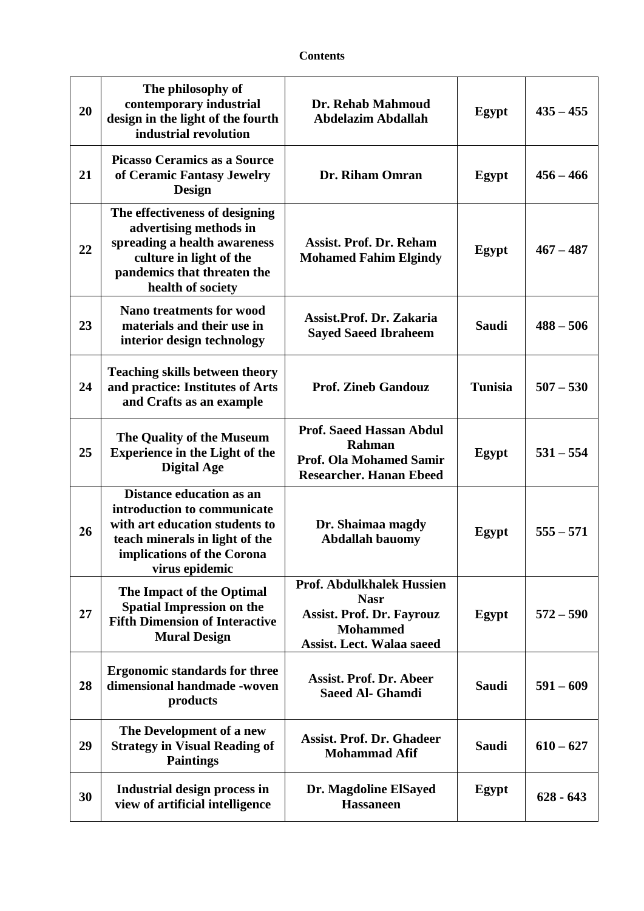**Contents**

| | | | | |
|---|---|---|---|---|
| **20** | **The philosophy of contemporary industrial design in the light of the fourth industrial revolution** | **Dr. Rehab Mahmoud Abdelazim Abdallah** | **Egypt** | **435 – 455** |
| **21** | **Picasso Ceramics as a Source of Ceramic Fantasy Jewelry Design** | **Dr. Riham Omran** | **Egypt** | **456 – 466** |
| **22** | **The effectiveness of designing advertising methods in spreading a health awareness culture in light of the pandemics that threaten the health of society** | **Assist. Prof. Dr. Reham Mohamed Fahim Elgindy** | **Egypt** | **467 – 487** |
| **23** | **Nano treatments for wood materials and their use in interior design technology** | **Assist.Prof. Dr. Zakaria Sayed Saeed Ibraheem** | **Saudi** | **488 – 506** |
| **24** | **Teaching skills between theory and practice: Institutes of Arts and Crafts as an example** | **Prof. Zineb Gandouz** | **Tunisia** | **507 – 530** |
| **25** | **The Quality of the Museum Experience in the Light of the Digital Age** | **Prof. Saeed Hassan Abdul Rahman**<br>**Prof. Ola Mohamed Samir**<br>**Researcher. Hanan Ebeed** | **Egypt** | **531 – 554** |
| **26** | **Distance education as an introduction to communicate with art education students to teach minerals in light of the implications of the Corona virus epidemic** | **Dr. Shaimaa magdy Abdallah bauomy** | **Egypt** | **555 – 571** |
| **27** | **The Impact of the Optimal Spatial Impression on the Fifth Dimension of Interactive Mural Design** | **Prof. Abdulkhalek Hussien Nasr**<br>**Assist. Prof. Dr. Fayrouz Mohammed**<br>**Assist. Lect. Walaa saeed** | **Egypt** | **572 – 590** |
| **28** | **Ergonomic standards for three dimensional handmade -woven products** | **Assist. Prof. Dr. Abeer Saeed Al- Ghamdi** | **Saudi** | **591 – 609** |
| **29** | **The Development of a new Strategy in Visual Reading of Paintings** | **Assist. Prof. Dr. Ghadeer Mohammad Afif** | **Saudi** | **610 – 627** |
| **30** | **Industrial design process in view of artificial intelligence** | **Dr. Magdoline ElSayed Hassaneen** | **Egypt** | **628 - 643** |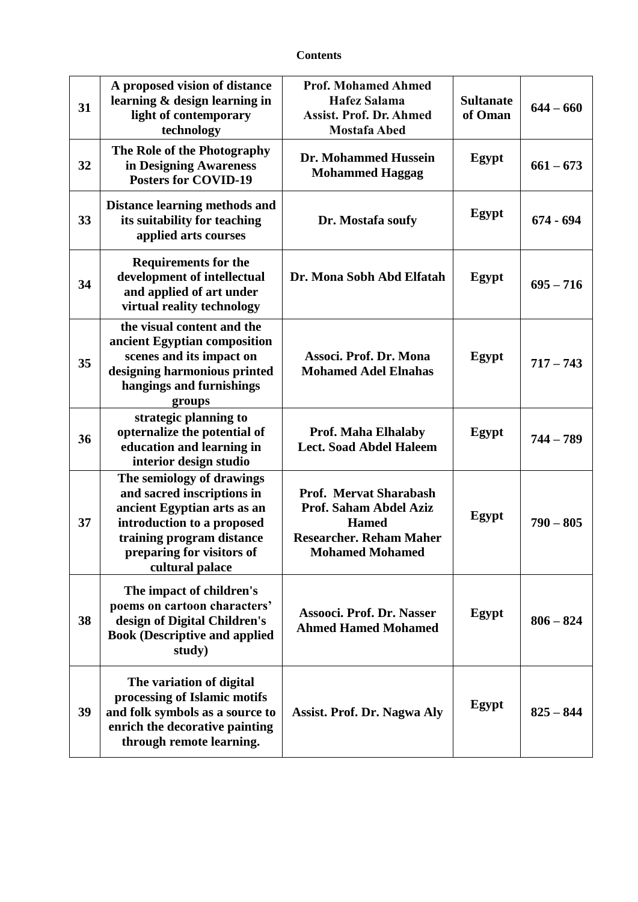**Contents**

| | | | | |
|---|---|---|---|---|
| **31** | **A proposed vision of distance learning & design learning in light of contemporary technology** | **Prof. Mohamed Ahmed Hafez Salama**<br>**Assist. Prof. Dr. Ahmed Mostafa Abed** | **Sultanate of Oman** | **644 – 660** |
| **32** | **The Role of the Photography in Designing Awareness Posters for COVID-19** | **Dr. Mohammed Hussein Mohammed Haggag** | **Egypt** | **661 – 673** |
| **33** | **Distance learning methods and its suitability for teaching applied arts courses** | **Dr. Mostafa soufy** | **Egypt** | **674 - 694** |
| **34** | **Requirements for the development of intellectual and applied of art under virtual reality technology** | **Dr. Mona Sobh Abd Elfatah** | **Egypt** | **695 – 716** |
| **35** | **the visual content and the ancient Egyptian composition scenes and its impact on designing harmonious printed hangings and furnishings groups** | **Associ. Prof. Dr. Mona Mohamed Adel Elnahas** | **Egypt** | **717 – 743** |
| **36** | **strategic planning to opternalize the potential of education and learning in interior design studio** | **Prof. Maha Elhalaby**<br>**Lect. Soad Abdel Haleem** | **Egypt** | **744 – 789** |
| **37** | **The semiology of drawings and sacred inscriptions in ancient Egyptian arts as an introduction to a proposed training program distance preparing for visitors of cultural palace** | **Prof. Mervat Sharabash**<br>**Prof. Saham Abdel Aziz Hamed**<br>**Researcher. Reham Maher Mohamed Mohamed** | **Egypt** | **790 – 805** |
| **38** | **The impact of children's poems on cartoon characters' design of Digital Children's Book (Descriptive and applied study)** | **Assooci. Prof. Dr. Nasser Ahmed Hamed Mohamed** | **Egypt** | **806 – 824** |
| **39** | **The variation of digital processing of Islamic motifs and folk symbols as a source to enrich the decorative painting through remote learning.** | **Assist. Prof. Dr. Nagwa Aly** | **Egypt** | **825 – 844** |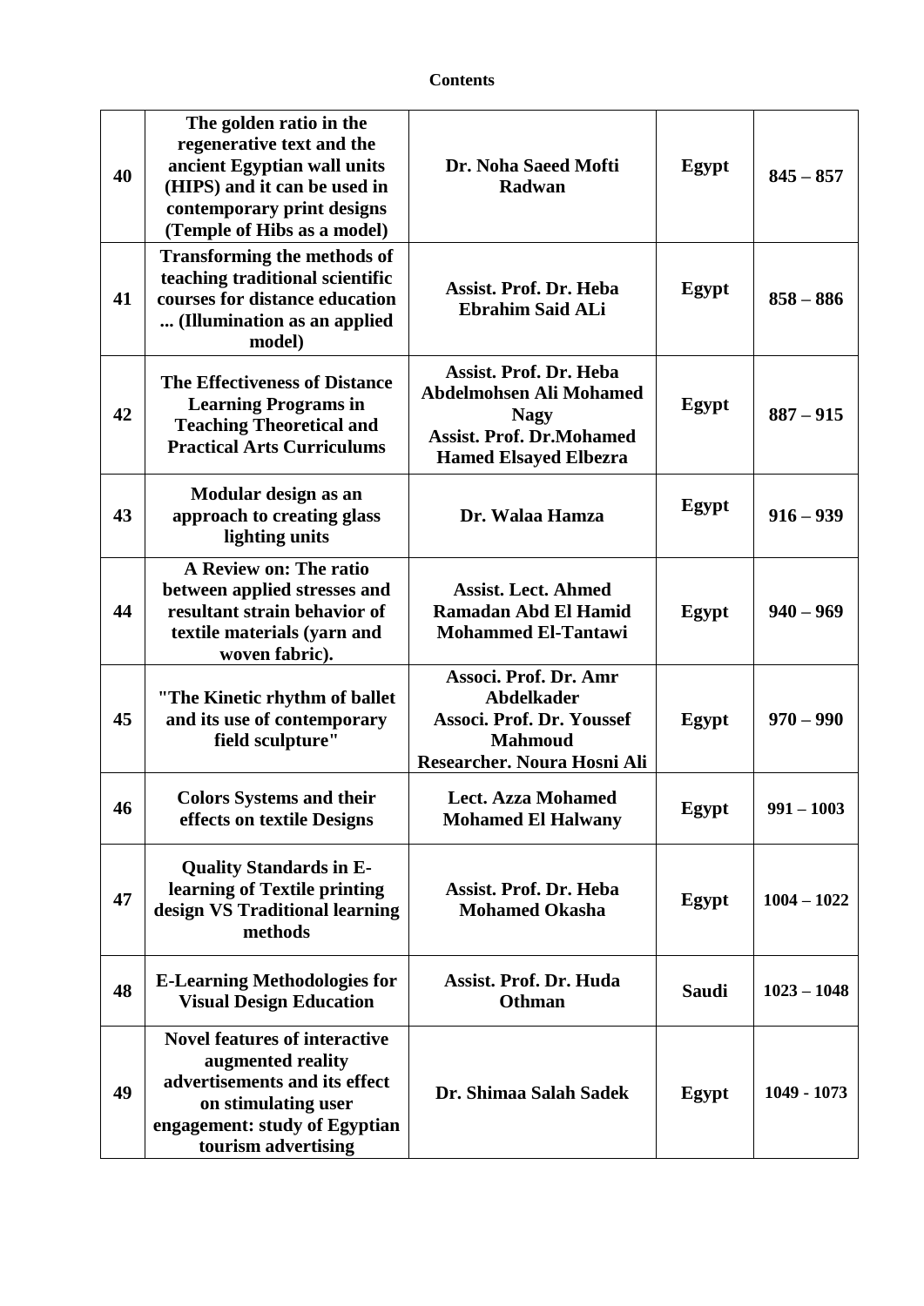**Contents**

| | | | | |
|---|---|---|---|---|
| 40 | **The golden ratio in the regenerative text and the ancient Egyptian wall units (HIPS) and it can be used in contemporary print designs (Temple of Hibs as a model)** | **Dr. Noha Saeed Mofti Radwan** | **Egypt** | **845 – 857** |
| 41 | **Transforming the methods of teaching traditional scientific courses for distance education ... (Illumination as an applied model)** | **Assist. Prof. Dr. Heba Ebrahim Said ALi** | **Egypt** | **858 – 886** |
| 42 | **The Effectiveness of Distance Learning Programs in Teaching Theoretical and Practical Arts Curriculums** | **Assist. Prof. Dr. Heba Abdelmohsen Ali Mohamed Nagy**<br>**Assist. Prof. Dr.Mohamed Hamed Elsayed Elbezra** | **Egypt** | **887 – 915** |
| 43 | **Modular design as an approach to creating glass lighting units** | **Dr. Walaa Hamza** | **Egypt** | **916 – 939** |
| 44 | **A Review on: The ratio between applied stresses and resultant strain behavior of textile materials (yarn and woven fabric).** | **Assist. Lect. Ahmed Ramadan Abd El Hamid Mohammed El-Tantawi** | **Egypt** | **940 – 969** |
| 45 | **"The Kinetic rhythm of ballet and its use of contemporary field sculpture"** | **Associ. Prof. Dr. Amr Abdelkader**<br>**Associ. Prof. Dr. Youssef Mahmoud**<br>**Researcher. Noura Hosni Ali** | **Egypt** | **970 – 990** |
| 46 | **Colors Systems and their effects on textile Designs** | **Lect. Azza Mohamed Mohamed El Halwany** | **Egypt** | **991 – 1003** |
| 47 | **Quality Standards in E-learning of Textile printing design VS Traditional learning methods** | **Assist. Prof. Dr. Heba Mohamed Okasha** | **Egypt** | **1004 – 1022** |
| 48 | **E-Learning Methodologies for Visual Design Education** | **Assist. Prof. Dr. Huda Othman** | **Saudi** | **1023 – 1048** |
| 49 | **Novel features of interactive augmented reality advertisements and its effect on stimulating user engagement: study of Egyptian tourism advertising** | **Dr. Shimaa Salah Sadek** | **Egypt** | **1049 - 1073** |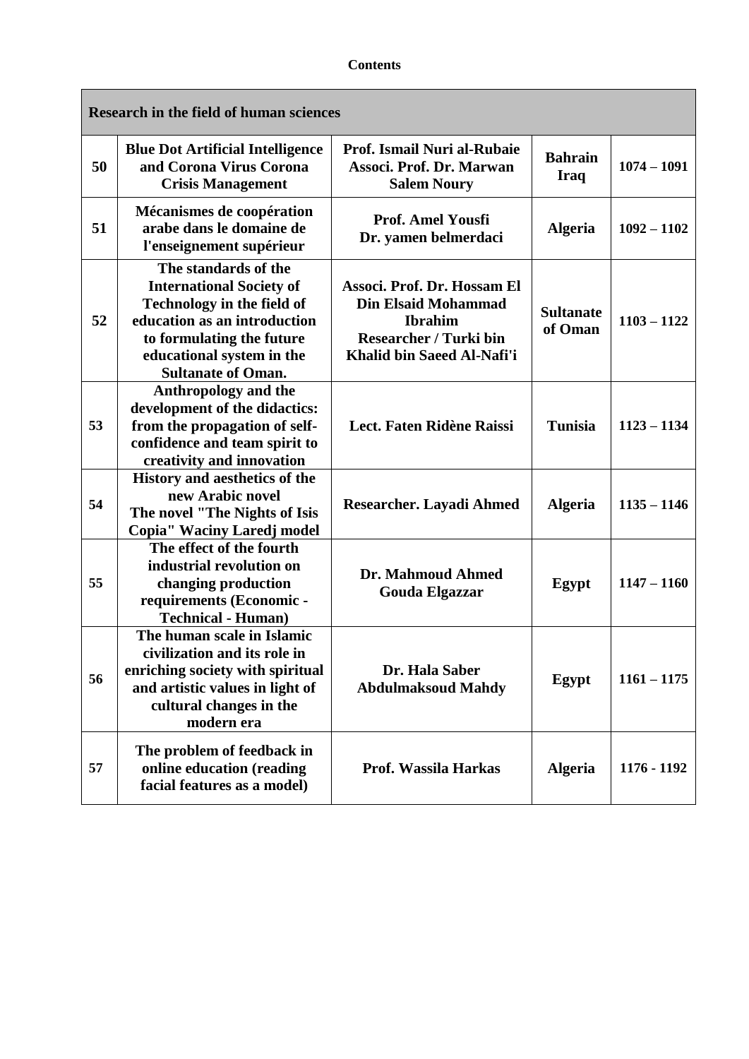**Contents**

| Research in the field of human sciences | | | | |
|---|---|---|---|---|
| 50 | Blue Dot Artificial Intelligence and Corona Virus Corona Crisis Management | Prof. Ismail Nuri al-Rubaie<br>Associ. Prof. Dr. Marwan Salem Noury | Bahrain<br>Iraq | 1074 – 1091 |
| 51 | Mécanismes de coopération arabe dans le domaine de l'enseignement supérieur | Prof. Amel Yousfi<br>Dr. yamen belmerdaci | Algeria | 1092 – 1102 |
| 52 | The standards of the International Society of Technology in the field of education as an introduction to formulating the future educational system in the Sultanate of Oman. | Associ. Prof. Dr. Hossam El Din Elsaid Mohammad Ibrahim<br>Researcher / Turki bin Khalid bin Saeed Al-Nafi'i | Sultanate of Oman | 1103 – 1122 |
| 53 | Anthropology and the development of the didactics: from the propagation of self-confidence and team spirit to creativity and innovation | Lect. Faten Ridène Raissi | Tunisia | 1123 – 1134 |
| 54 | History and aesthetics of the new Arabic novel<br>The novel "The Nights of Isis Copia" Waciny Laredj model | Researcher. Layadi Ahmed | Algeria | 1135 – 1146 |
| 55 | The effect of the fourth industrial revolution on changing production requirements (Economic - Technical - Human) | Dr. Mahmoud Ahmed Gouda Elgazzar | Egypt | 1147 – 1160 |
| 56 | The human scale in Islamic civilization and its role in enriching society with spiritual and artistic values in light of cultural changes in the modern era | Dr. Hala Saber Abdulmaksoud Mahdy | Egypt | 1161 – 1175 |
| 57 | The problem of feedback in online education (reading facial features as a model) | Prof. Wassila Harkas | Algeria | 1176 - 1192 |